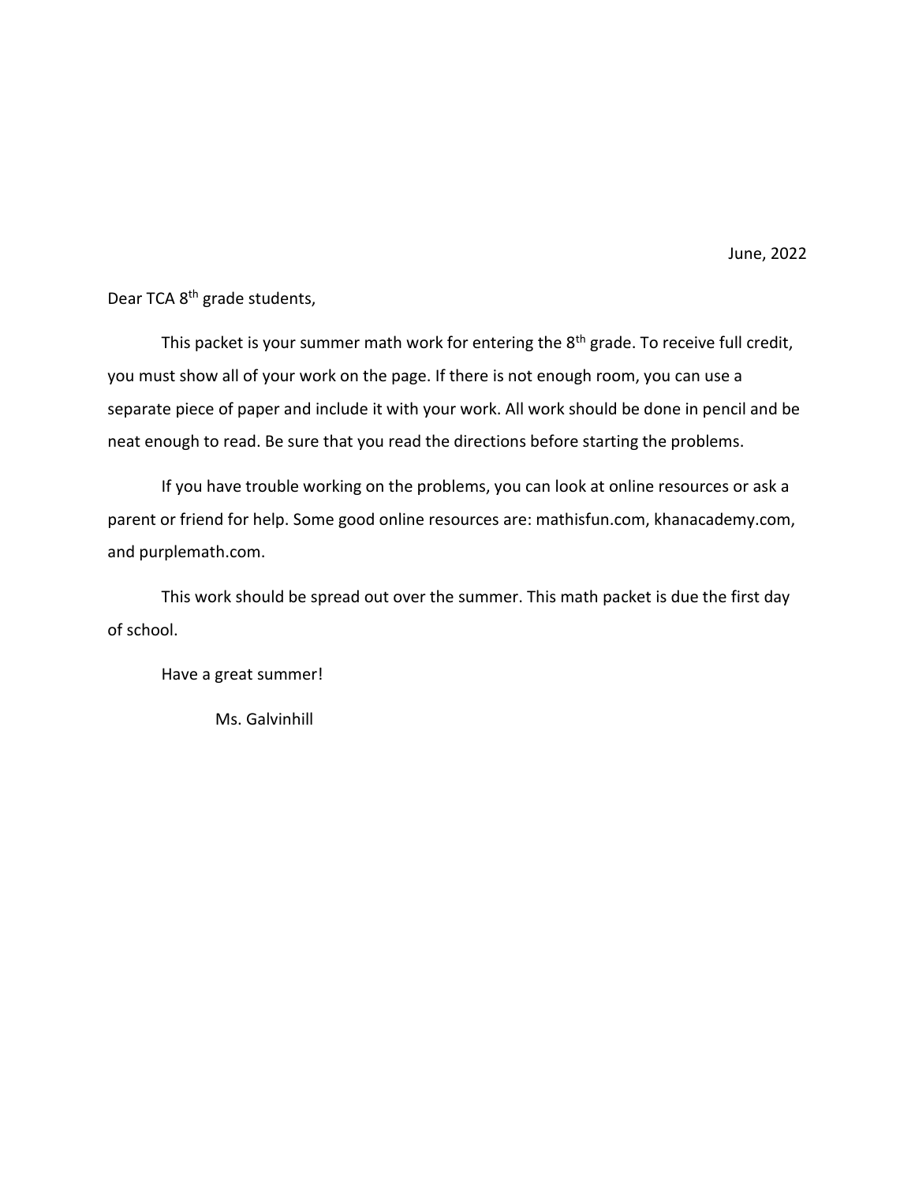June, 2022

Dear TCA 8th grade students,

This packet is your summer math work for entering the 8th grade. To receive full credit, you must show all of your work on the page. If there is not enough room, you can use a separate piece of paper and include it with your work. All work should be done in pencil and be neat enough to read. Be sure that you read the directions before starting the problems.

If you have trouble working on the problems, you can look at online resources or ask a parent or friend for help. Some good online resources are: mathisfun.com, khanacademy.com, and purplemath.com.

This work should be spread out over the summer. This math packet is due the first day of school.

Have a great summer!

Ms. Galvinhill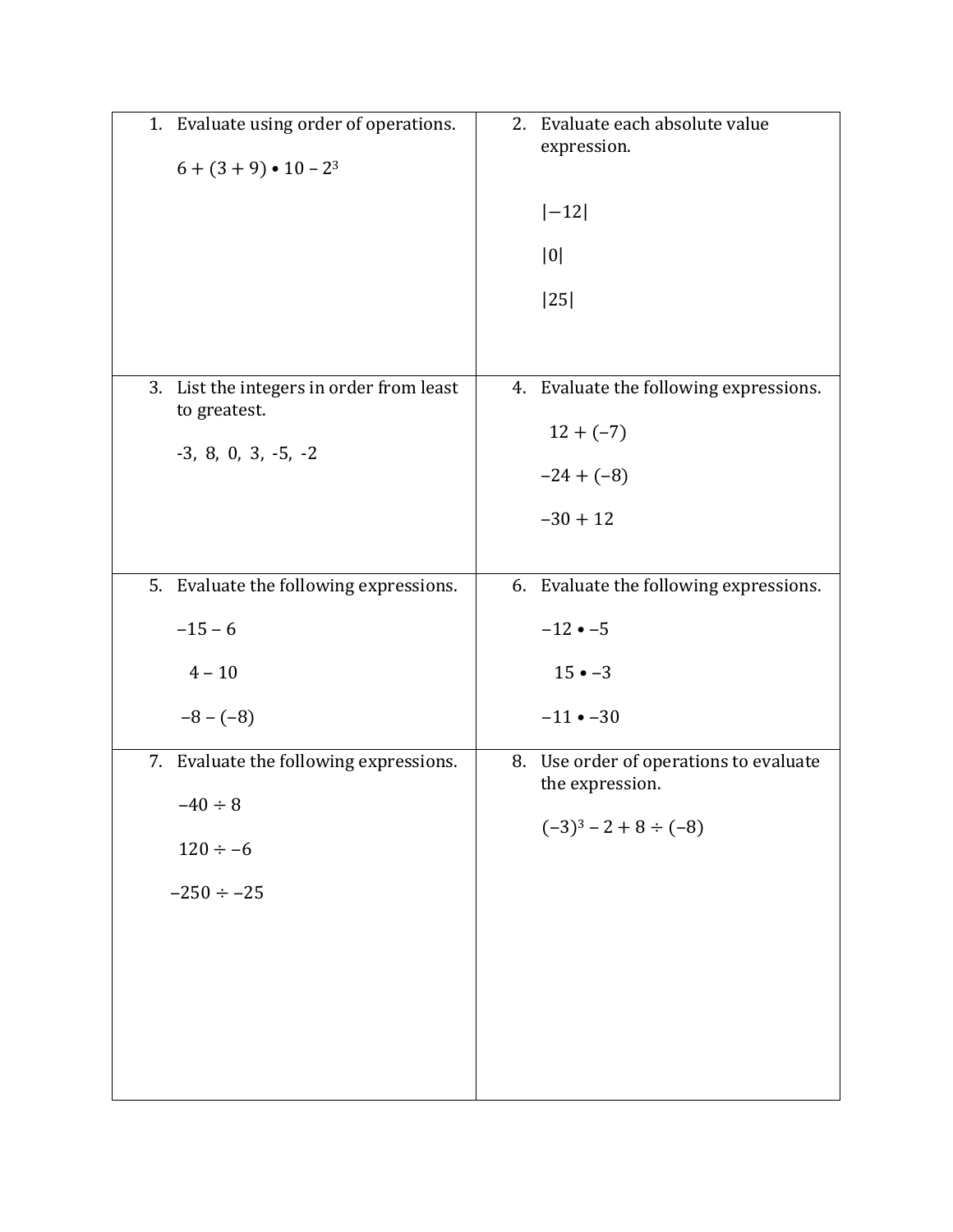1. Evaluate using order of operations.

   $6 + (3 + 9) \bullet 10 - 2^3$

2. Evaluate each absolute value expression.

   $|-12|$

   $|0|$

   $|25|$

3. List the integers in order from least to greatest.

   -3, 8, 0, 3, -5, -2

4. Evaluate the following expressions.

   $12 + (-7)$

   $-24 + (-8)$

   $-30 + 12$

5. Evaluate the following expressions.

   $-15 - 6$

   $4 - 10$

   $-8 - (-8)$

6. Evaluate the following expressions.

   $-12 \bullet -5$

   $15 \bullet -3$

   $-11 \bullet -30$

7. Evaluate the following expressions.

   $-40 \div 8$

   $120 \div -6$

   $-250 \div -25$

8. Use order of operations to evaluate the expression.

   $(-3)^3 - 2 + 8 \div (-8)$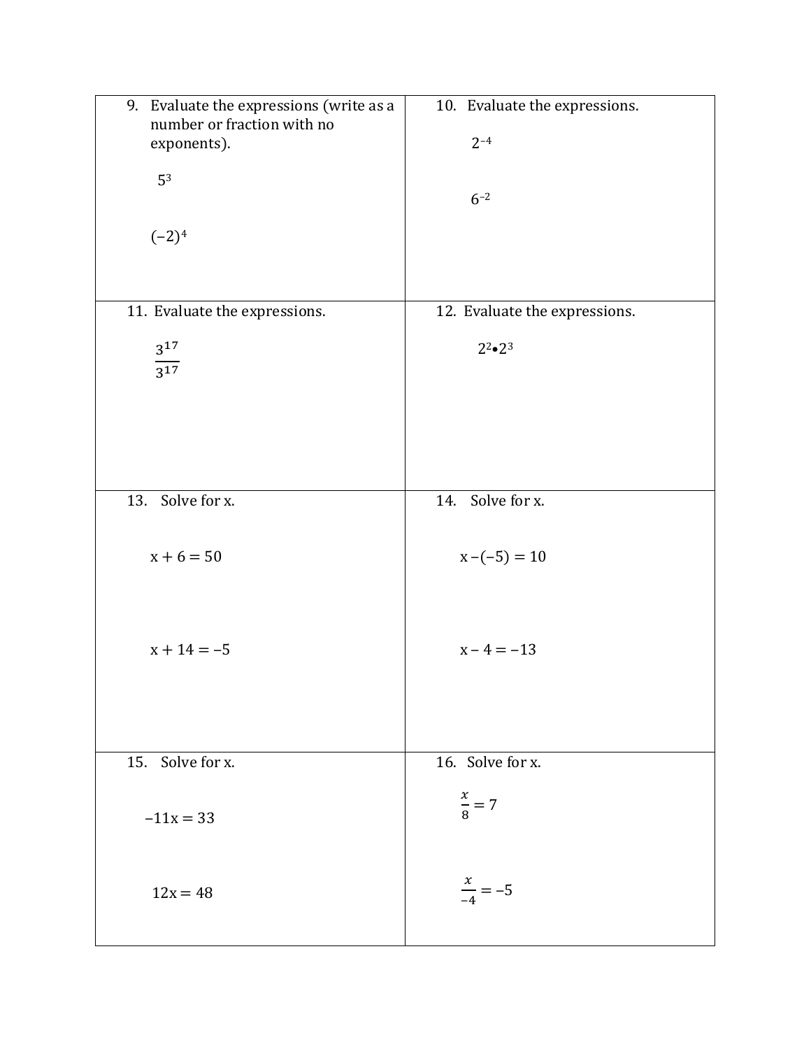| | |
|---|---|
| 9. Evaluate the expressions (write as a number or fraction with no exponents).<br><br>$5^3$<br><br>$(-2)^4$ | 10. Evaluate the expressions.<br><br>$2^{-4}$<br><br>$6^{-2}$ |
| 11. Evaluate the expressions.<br><br>$\frac{3^{17}}{3^{17}}$ | 12. Evaluate the expressions.<br><br>$2^2 \bullet 2^3$ |
| 13. Solve for x.<br><br>$x + 6 = 50$<br><br>$x + 14 = -5$ | 14. Solve for x.<br><br>$x - (-5) = 10$<br><br>$x - 4 = -13$ |
| 15. Solve for x.<br><br>$-11x = 33$<br><br>$12x = 48$ | 16. Solve for x.<br><br>$\frac{x}{8} = 7$<br><br>$\frac{x}{-4} = -5$ |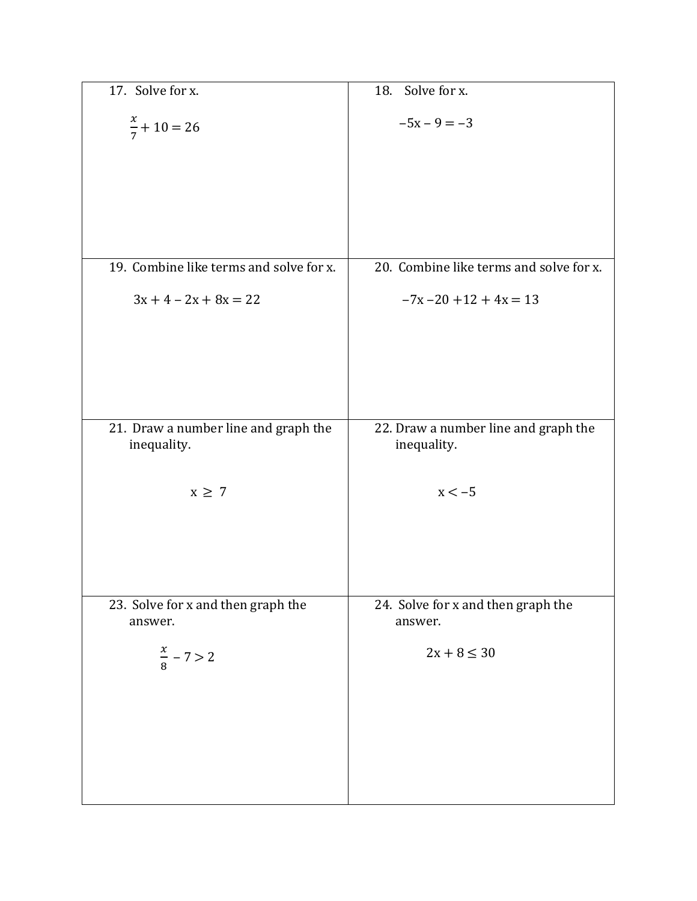17. Solve for x.

$$\frac{x}{7} + 10 = 26$$

18. Solve for x.

$$-5x - 9 = -3$$

19. Combine like terms and solve for x.

$$3x + 4 - 2x + 8x = 22$$

20. Combine like terms and solve for x.

$$-7x - 20 + 12 + 4x = 13$$

21. Draw a number line and graph the inequality.

$$x \geq 7$$

22. Draw a number line and graph the inequality.

$$x < -5$$

23. Solve for x and then graph the answer.

$$\frac{x}{8} - 7 > 2$$

24. Solve for x and then graph the answer.

$$2x + 8 \leq 30$$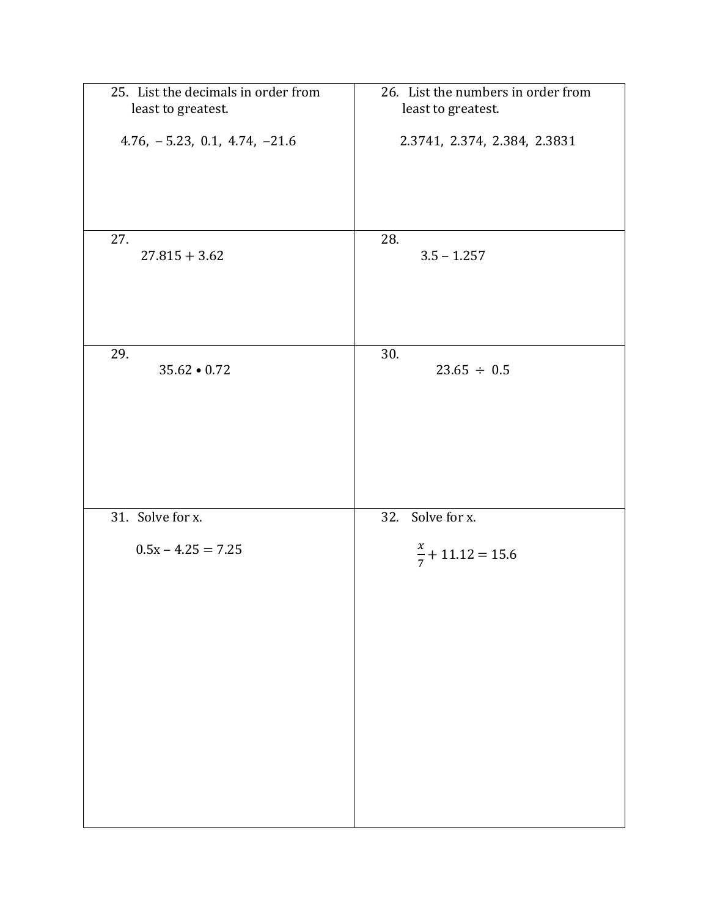25. List the decimals in order from least to greatest.

$4.76,\ -5.23,\ 0.1,\ 4.74,\ -21.6$

26. List the numbers in order from least to greatest.

$2.3741,\ 2.374,\ 2.384,\ 2.3831$

27.

$27.815 + 3.62$

28.

$3.5 - 1.257$

29.

$35.62 \bullet 0.72$

30.

$23.65 \div 0.5$

31. Solve for x.

$0.5x - 4.25 = 7.25$

32. Solve for x.

$\frac{x}{7} + 11.12 = 15.6$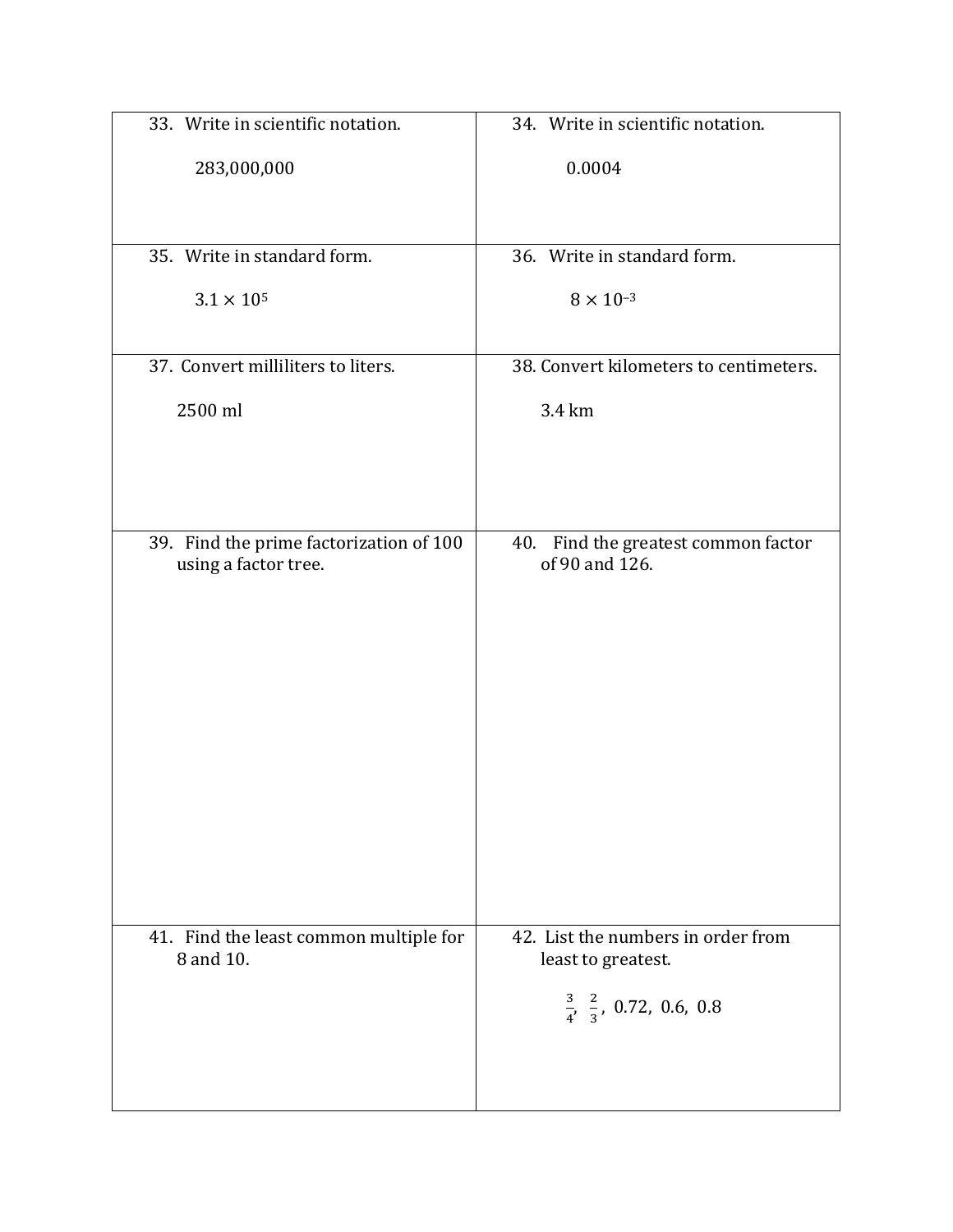| | |
|---|---|
| 33. Write in scientific notation.<br><br>283,000,000 | 34. Write in scientific notation.<br><br>0.0004 |
| 35. Write in standard form.<br><br>$3.1 \times 10^5$ | 36. Write in standard form.<br><br>$8 \times 10^{-3}$ |
| 37. Convert milliliters to liters.<br><br>2500 ml | 38. Convert kilometers to centimeters.<br><br>3.4 km |
| 39. Find the prime factorization of 100 using a factor tree. | 40. Find the greatest common factor of 90 and 126. |
| 41. Find the least common multiple for 8 and 10. | 42. List the numbers in order from least to greatest.<br><br>$\frac{3}{4}$, $\frac{2}{3}$, 0.72, 0.6, 0.8 |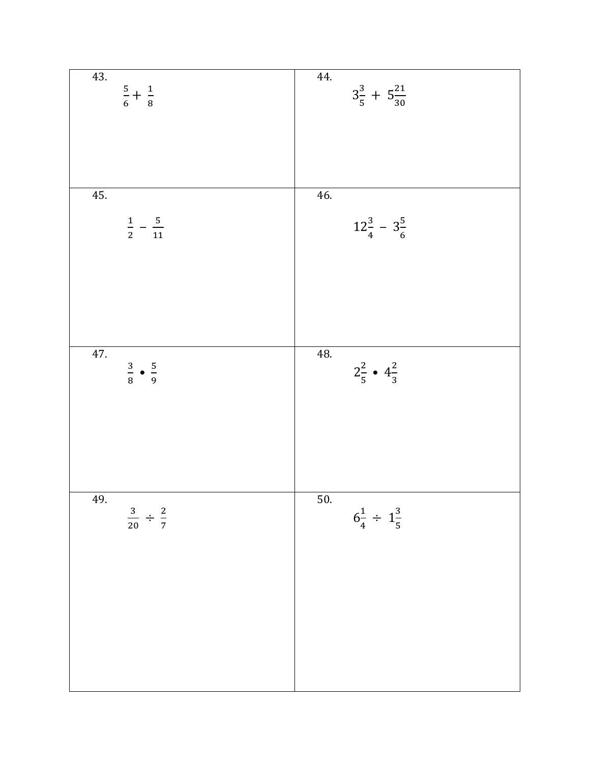| | |
|---|---|
| 43. $\frac{5}{6} + \frac{1}{8}$ | 44. $3\frac{3}{5} + 5\frac{21}{30}$ |
| 45. $\frac{1}{2} - \frac{5}{11}$ | 46. $12\frac{3}{4} - 3\frac{5}{6}$ |
| 47. $\frac{3}{8} \bullet \frac{5}{9}$ | 48. $2\frac{2}{5} \bullet 4\frac{2}{3}$ |
| 49. $\frac{3}{20} \div \frac{2}{7}$ | 50. $6\frac{1}{4} \div 1\frac{3}{5}$ |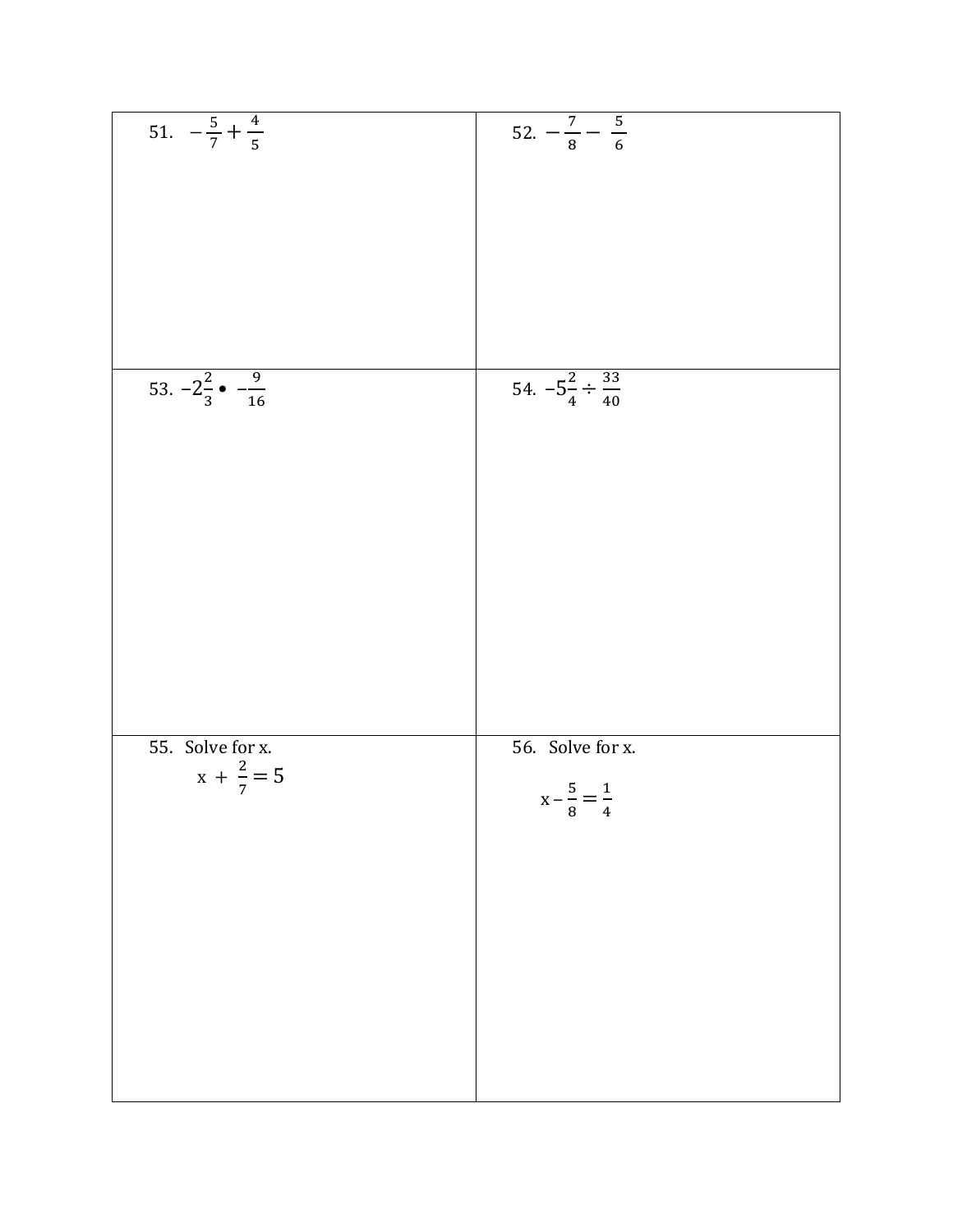| | |
|---|---|
| 51. $-\frac{5}{7}+\frac{4}{5}$ | 52. $-\frac{7}{8}-\ \frac{5}{6}$ |
| 53. $-2\frac{2}{3}\bullet\ -\frac{9}{16}$ | 54. $-5\frac{2}{4}\div\frac{33}{40}$ |
| 55. Solve for x. $x+\ \frac{2}{7}=5$ | 56. Solve for x. $x-\frac{5}{8}=\frac{1}{4}$ |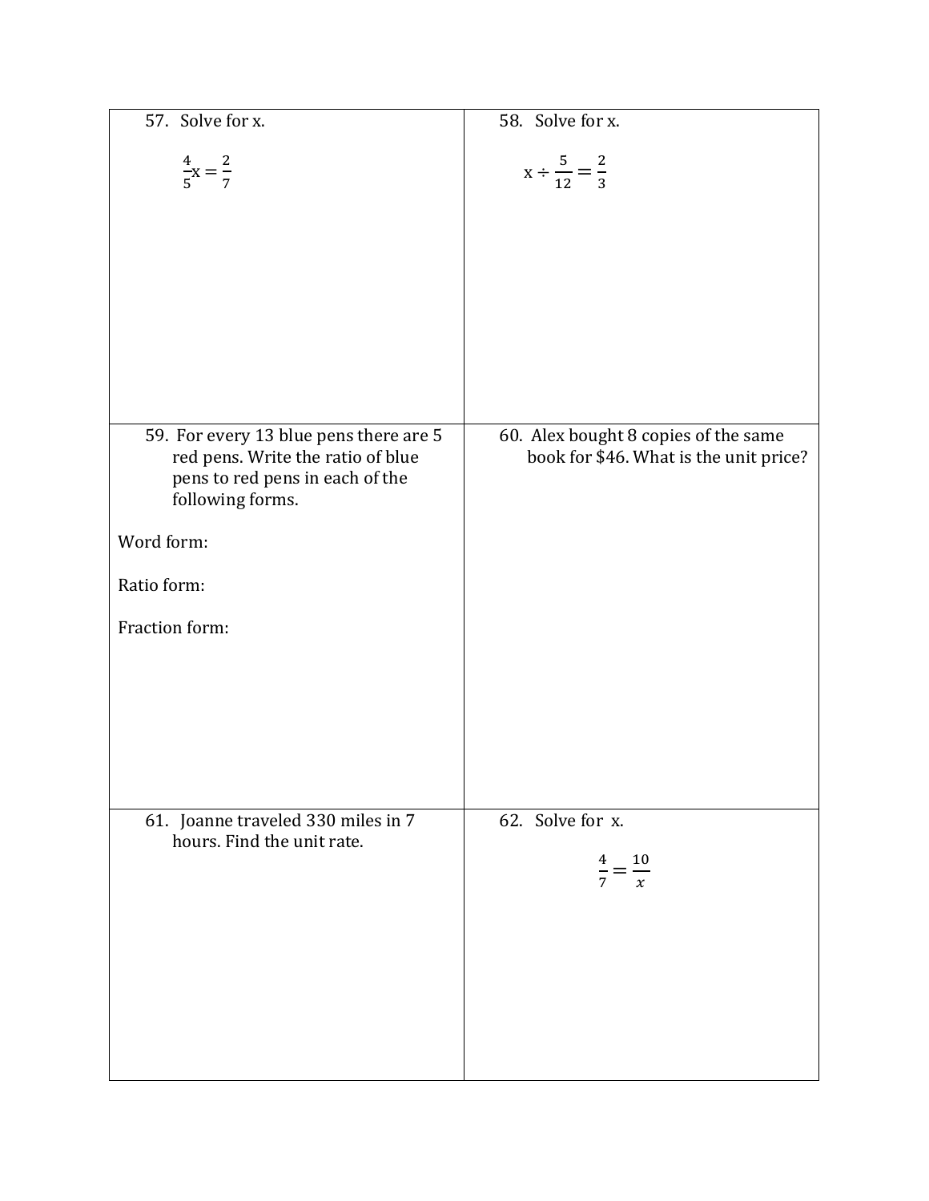57. Solve for x.

$\frac{4}{5}x = \frac{2}{7}$

58. Solve for x.

$x \div \frac{5}{12} = \frac{2}{3}$

59. For every 13 blue pens there are 5 red pens. Write the ratio of blue pens to red pens in each of the following forms.

Word form:

Ratio form:

Fraction form:

60. Alex bought 8 copies of the same book for $46. What is the unit price?

61. Joanne traveled 330 miles in 7 hours. Find the unit rate.

62. Solve for x.

$\frac{4}{7} = \frac{10}{x}$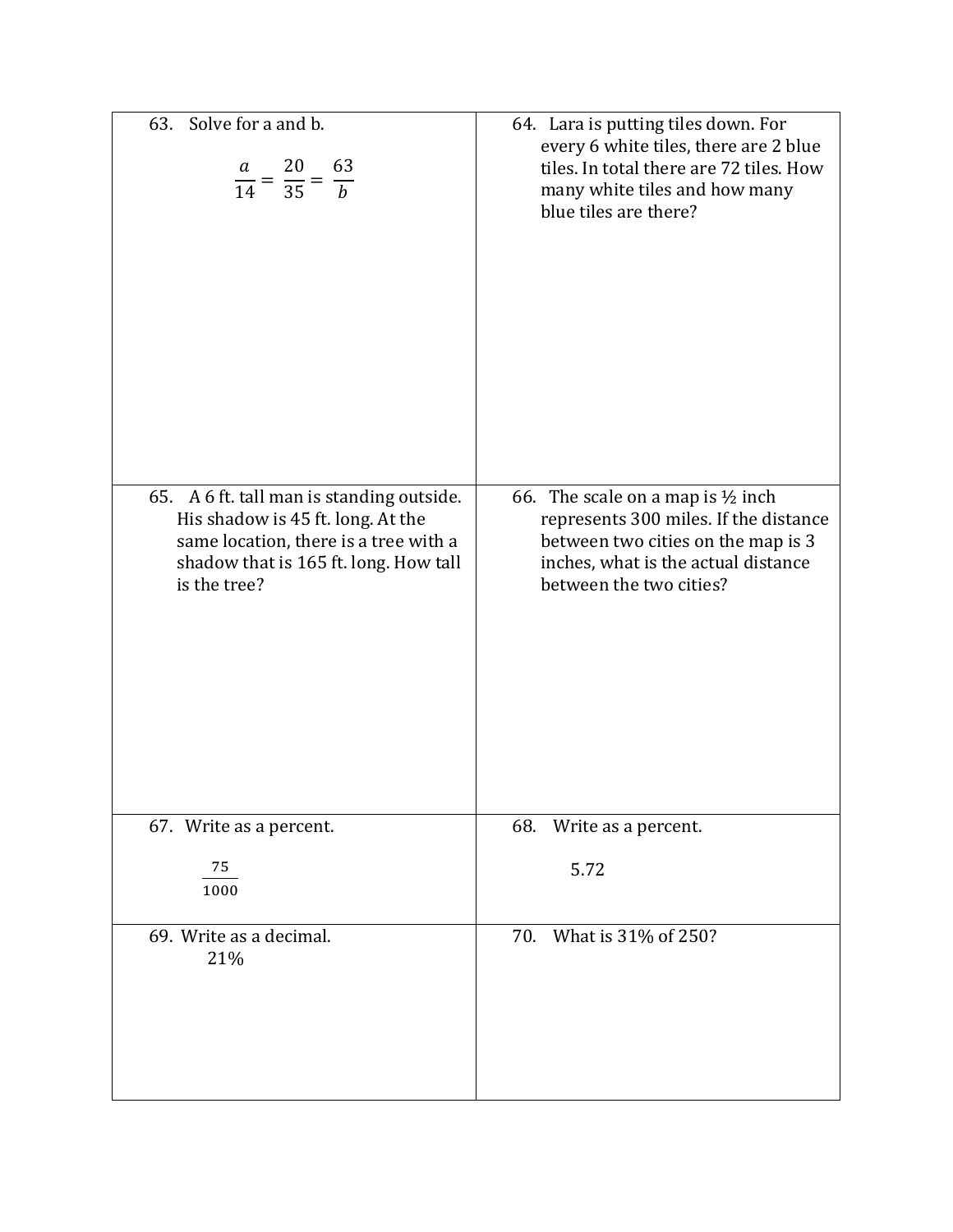63. Solve for a and b.

$$\frac{a}{14} = \frac{20}{35} = \frac{63}{b}$$

64. Lara is putting tiles down. For every 6 white tiles, there are 2 blue tiles. In total there are 72 tiles. How many white tiles and how many blue tiles are there?

65. A 6 ft. tall man is standing outside. His shadow is 45 ft. long. At the same location, there is a tree with a shadow that is 165 ft. long. How tall is the tree?

66. The scale on a map is ½ inch represents 300 miles. If the distance between two cities on the map is 3 inches, what is the actual distance between the two cities?

67. Write as a percent.

$$\frac{75}{1000}$$

68. Write as a percent.

5.72

69. Write as a decimal.

21%

70. What is 31% of 250?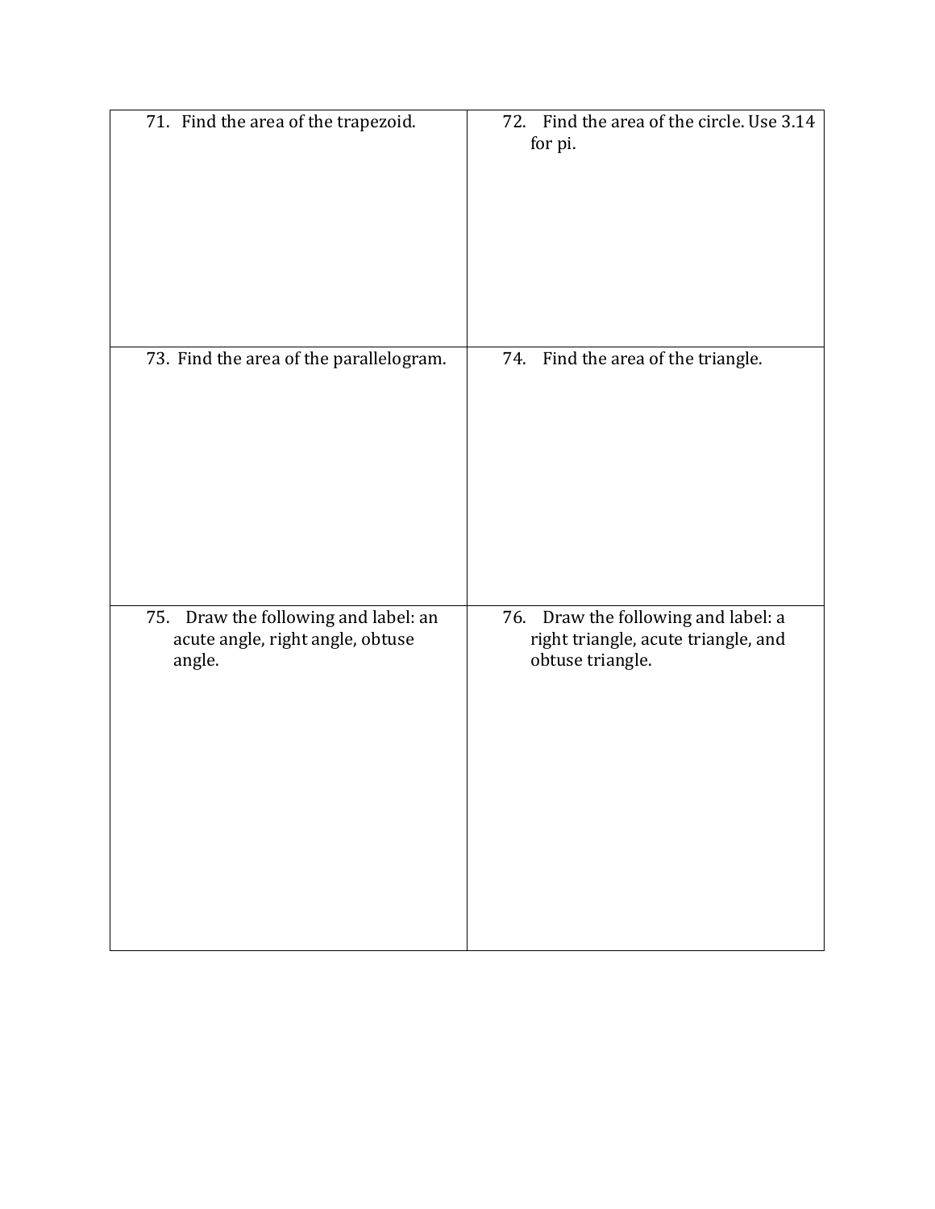| | |
|---|---|
| 71. Find the area of the trapezoid. | 72. Find the area of the circle. Use 3.14 for pi. |
| 73. Find the area of the parallelogram. | 74. Find the area of the triangle. |
| 75. Draw the following and label: an acute angle, right angle, obtuse angle. | 76. Draw the following and label: a right triangle, acute triangle, and obtuse triangle. |